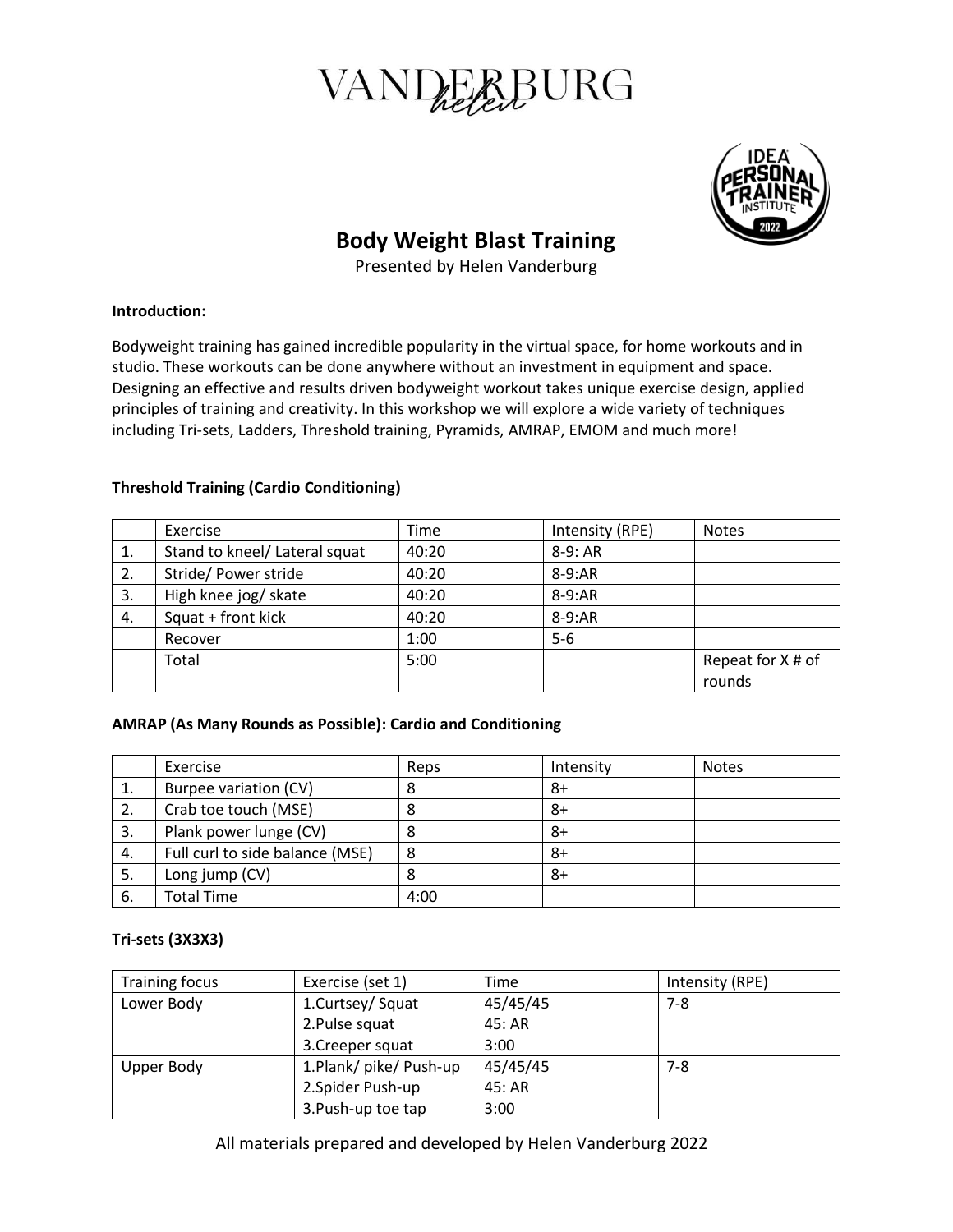# VANDERBURG

## Body Weight Blast Training

Presented by Helen Vanderburg

**Introduction:**

Bodyweight training has gained incredible popularity in the virtual space, for home workouts and in studio. These workouts can be done anywhere without an investment in equipment and space. Designing an effective and results driven bodyweight workout takes unique exercise design, applied principles of training and creativity. In this workshop we will explore a wide variety of techniques including Tri-sets, Ladders, Threshold training, Pyramids, AMRAP, EMOM and much more!

**Threshold Training (Cardio Conditioning)**

| | Exercise | Time | Intensity (RPE) | Notes |
|---|---|---|---|---|
| 1. | Stand to kneel/ Lateral squat | 40:20 | 8-9: AR | |
| 2. | Stride/ Power stride | 40:20 | 8-9:AR | |
| 3. | High knee jog/ skate | 40:20 | 8-9:AR | |
| 4. | Squat + front kick | 40:20 | 8-9:AR | |
| | Recover | 1:00 | 5-6 | |
| | Total | 5:00 | | Repeat for X # of rounds |

**AMRAP (As Many Rounds as Possible): Cardio and Conditioning**

| | Exercise | Reps | Intensity | Notes |
|---|---|---|---|---|
| 1. | Burpee variation (CV) | 8 | 8+ | |
| 2. | Crab toe touch (MSE) | 8 | 8+ | |
| 3. | Plank power lunge (CV) | 8 | 8+ | |
| 4. | Full curl to side balance (MSE) | 8 | 8+ | |
| 5. | Long jump (CV) | 8 | 8+ | |
| 6. | Total Time | 4:00 | | |

**Tri-sets (3X3X3)**

| Training focus | Exercise (set 1) | Time | Intensity (RPE) |
|---|---|---|---|
| Lower Body | 1.Curtsey/ Squat<br>2.Pulse squat<br>3.Creeper squat | 45/45/45<br>45: AR<br>3:00 | 7-8 |
| Upper Body | 1.Plank/ pike/ Push-up<br>2.Spider Push-up<br>3.Push-up toe tap | 45/45/45<br>45: AR<br>3:00 | 7-8 |

All materials prepared and developed by Helen Vanderburg 2022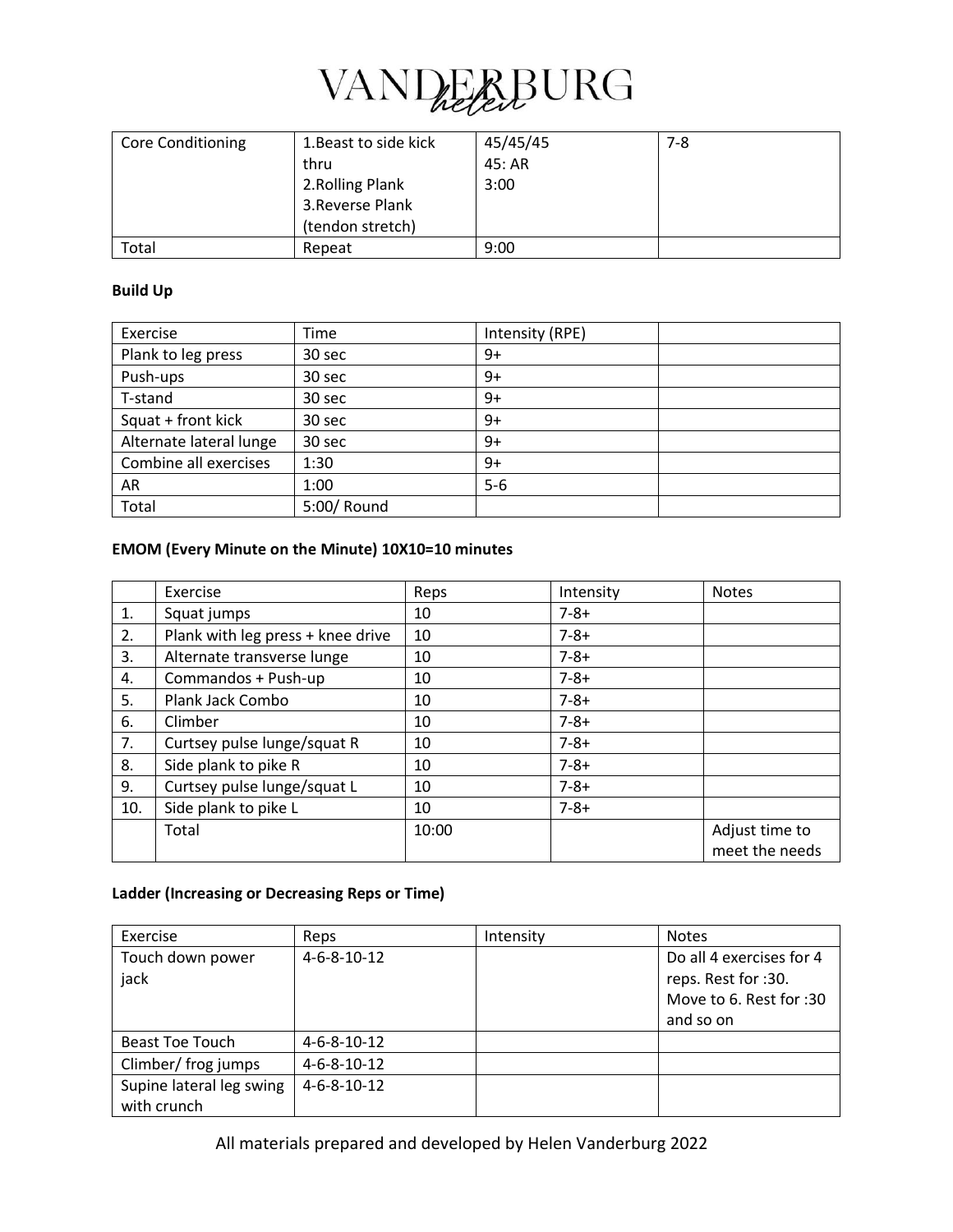| Core Conditioning | 1.Beast to side kick thru<br>2.Rolling Plank<br>3.Reverse Plank (tendon stretch) | 45/45/45<br>45: AR<br>3:00 | 7-8 |
|---|---|---|---|
| Total | Repeat | 9:00 | |

**Build Up**

| Exercise | Time | Intensity (RPE) | |
|---|---|---|---|
| Plank to leg press | 30 sec | 9+ | |
| Push-ups | 30 sec | 9+ | |
| T-stand | 30 sec | 9+ | |
| Squat + front kick | 30 sec | 9+ | |
| Alternate lateral lunge | 30 sec | 9+ | |
| Combine all exercises | 1:30 | 9+ | |
| AR | 1:00 | 5-6 | |
| Total | 5:00/ Round | | |

**EMOM (Every Minute on the Minute) 10X10=10 minutes**

| | Exercise | Reps | Intensity | Notes |
|---|---|---|---|---|
| 1. | Squat jumps | 10 | 7-8+ | |
| 2. | Plank with leg press + knee drive | 10 | 7-8+ | |
| 3. | Alternate transverse lunge | 10 | 7-8+ | |
| 4. | Commandos + Push-up | 10 | 7-8+ | |
| 5. | Plank Jack Combo | 10 | 7-8+ | |
| 6. | Climber | 10 | 7-8+ | |
| 7. | Curtsey pulse lunge/squat R | 10 | 7-8+ | |
| 8. | Side plank to pike R | 10 | 7-8+ | |
| 9. | Curtsey pulse lunge/squat L | 10 | 7-8+ | |
| 10. | Side plank to pike L | 10 | 7-8+ | |
| | Total | 10:00 | | Adjust time to meet the needs |

**Ladder (Increasing or Decreasing Reps or Time)**

| Exercise | Reps | Intensity | Notes |
|---|---|---|---|
| Touch down power jack | 4-6-8-10-12 | | Do all 4 exercises for 4 reps. Rest for :30. Move to 6. Rest for :30 and so on |
| Beast Toe Touch | 4-6-8-10-12 | | |
| Climber/ frog jumps | 4-6-8-10-12 | | |
| Supine lateral leg swing with crunch | 4-6-8-10-12 | | |

All materials prepared and developed by Helen Vanderburg 2022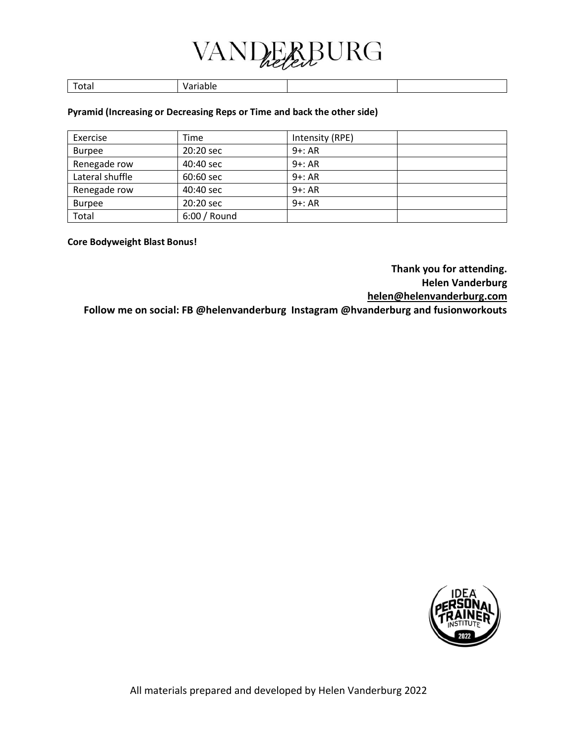| | | | |
|---|---|---|---|
| Total | Variable | | |

**Pyramid (Increasing or Decreasing Reps or Time and back the other side)**

| Exercise | Time | Intensity (RPE) | |
|---|---|---|---|
| Burpee | 20:20 sec | 9+: AR | |
| Renegade row | 40:40 sec | 9+: AR | |
| Lateral shuffle | 60:60 sec | 9+: AR | |
| Renegade row | 40:40 sec | 9+: AR | |
| Burpee | 20:20 sec | 9+: AR | |
| Total | 6:00 / Round | | |

**Core Bodyweight Blast Bonus!**

**Thank you for attending.**
**Helen Vanderburg**
**helen@helenvanderburg.com**
**Follow me on social: FB @helenvanderburg Instagram @hvanderburg and fusionworkouts**

All materials prepared and developed by Helen Vanderburg 2022